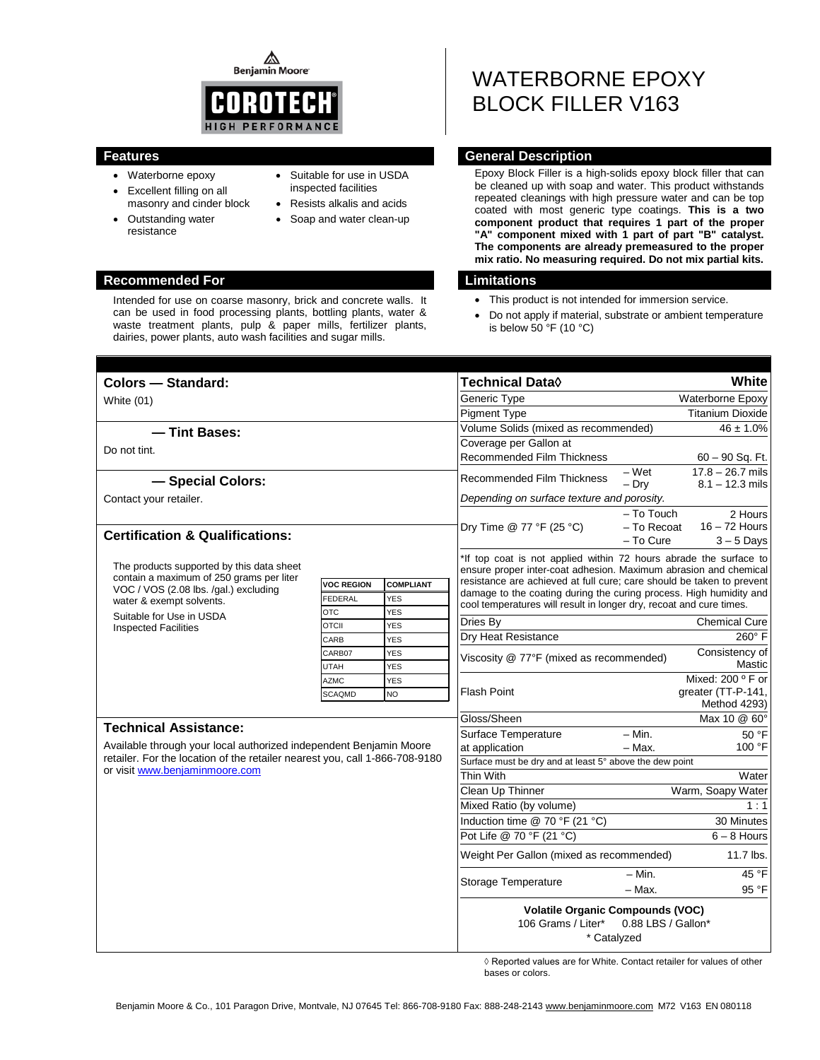Benjamin Moore

COROTECH
HIGH PERFORMANCE

# WATERBORNE EPOXY BLOCK FILLER V163

## Features

- Waterborne epoxy
- Excellent filling on all masonry and cinder block
- Outstanding water resistance
- Suitable for use in USDA inspected facilities
- Resists alkalis and acids
- Soap and water clean-up

## General Description

Epoxy Block Filler is a high-solids epoxy block filler that can be cleaned up with soap and water. This product withstands repeated cleanings with high pressure water and can be top coated with most generic type coatings. **This is a two component product that requires 1 part of the proper "A" component mixed with 1 part of part "B" catalyst. The components are already premeasured to the proper mix ratio. No measuring required. Do not mix partial kits.**

## Recommended For

Intended for use on coarse masonry, brick and concrete walls. It can be used in food processing plants, bottling plants, water & waste treatment plants, pulp & paper mills, fertilizer plants, dairies, power plants, auto wash facilities and sugar mills.

## Limitations

- This product is not intended for immersion service.
- Do not apply if material, substrate or ambient temperature is below 50 °F (10 °C)

## Colors — Standard:

White (01)

### — Tint Bases:

Do not tint.

### — Special Colors:

Contact your retailer.

## Certification & Qualifications:

The products supported by this data sheet contain a maximum of 250 grams per liter VOC / VOS (2.08 lbs. /gal.) excluding water & exempt solvents.

Suitable for Use in USDA Inspected Facilities

| VOC REGION | COMPLIANT |
|---|---|
| FEDERAL | YES |
| OTC | YES |
| OTCII | YES |
| CARB | YES |
| CARB07 | YES |
| UTAH | YES |
| AZMC | YES |
| SCAQMD | NO |

## Technical Assistance:

Available through your local authorized independent Benjamin Moore retailer. For the location of the retailer nearest you, call 1-866-708-9180 or visit [www.benjaminmoore.com](http://www.benjaminmoore.com)

## Technical Data◊

| Technical Data◊ | | White |
|---|---|---|
| Generic Type | | Waterborne Epoxy |
| Pigment Type | | Titanium Dioxide |
| Volume Solids (mixed as recommended) | | 46 ± 1.0% |
| Coverage per Gallon at Recommended Film Thickness | | 60 – 90 Sq. Ft. |
| Recommended Film Thickness | – Wet | 17.8 – 26.7 mils |
| | – Dry | 8.1 – 12.3 mils |
| *Depending on surface texture and porosity.* | | |
| Dry Time @ 77 °F (25 °C) | – To Touch | 2 Hours |
| | – To Recoat | 16 – 72 Hours |
| | – To Cure | 3 – 5 Days |
| *If top coat is not applied within 72 hours abrade the surface to ensure proper inter-coat adhesion. Maximum abrasion and chemical resistance are achieved at full cure; care should be taken to prevent damage to the coating during the curing process. High humidity and cool temperatures will result in longer dry, recoat and cure times. | | |
| Dries By | | Chemical Cure |
| Dry Heat Resistance | | 260° F |
| Viscosity @ 77°F (mixed as recommended) | | Consistency of Mastic |
| Flash Point | | Mixed: 200 º F or greater (TT-P-141, Method 4293) |
| Gloss/Sheen | | Max 10 @ 60° |
| Surface Temperature at application | – Min. | 50 °F |
| | – Max. | 100 °F |
| Surface must be dry and at least 5° above the dew point | | |
| Thin With | | Water |
| Clean Up Thinner | | Warm, Soapy Water |
| Mixed Ratio (by volume) | | 1 : 1 |
| Induction time @ 70 °F (21 °C) | | 30 Minutes |
| Pot Life @ 70 °F (21 °C) | | 6 – 8 Hours |
| Weight Per Gallon (mixed as recommended) | | 11.7 lbs. |
| Storage Temperature | – Min. | 45 °F |
| | – Max. | 95 °F |

**Volatile Organic Compounds (VOC)**
106 Grams / Liter* 0.88 LBS / Gallon*
* Catalyzed

◊ Reported values are for White. Contact retailer for values of other bases or colors.

Benjamin Moore & Co., 101 Paragon Drive, Montvale, NJ 07645 Tel: 866-708-9180 Fax: 888-248-2143 www.benjaminmoore.com M72 V163 EN 080118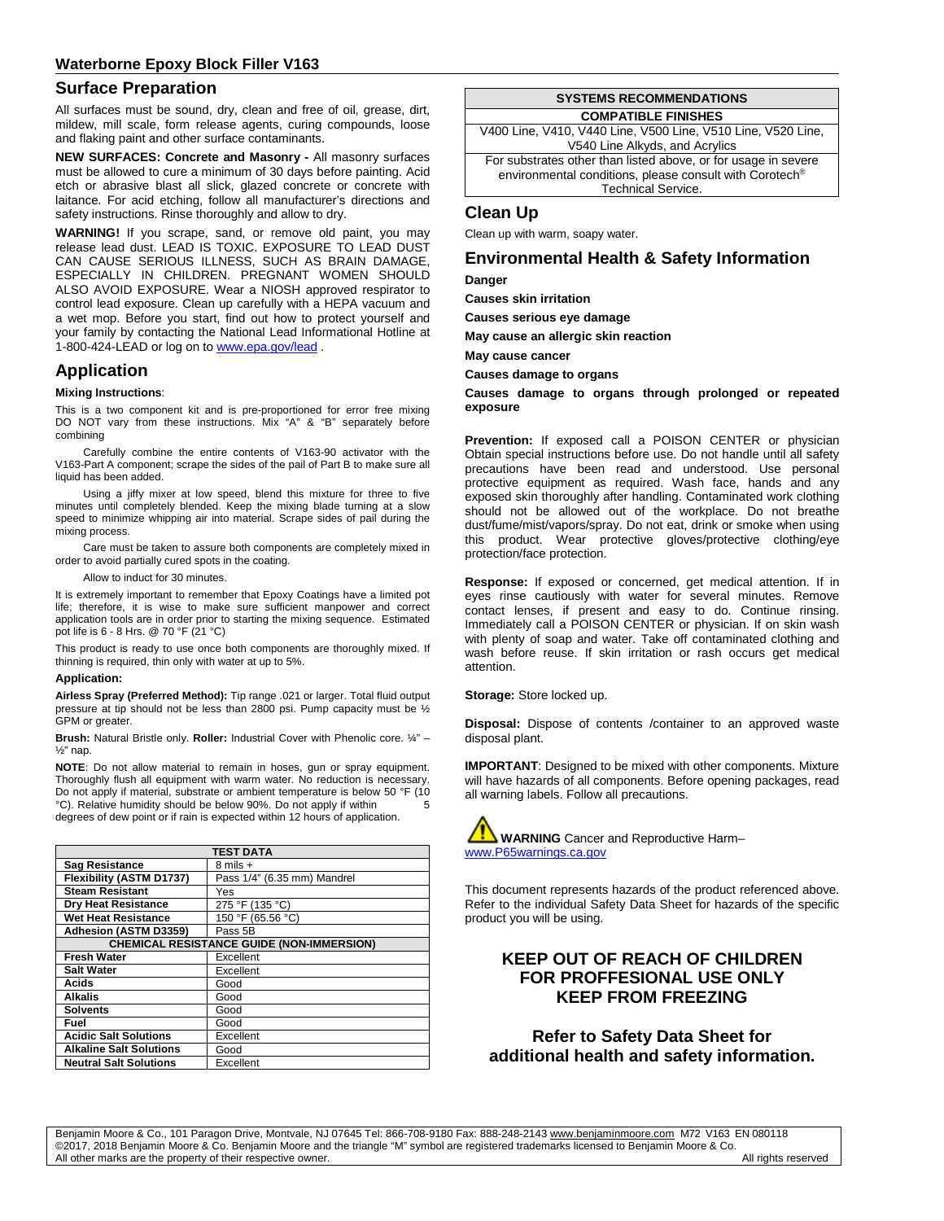## Surface Preparation

All surfaces must be sound, dry, clean and free of oil, grease, dirt, mildew, mill scale, form release agents, curing compounds, loose and flaking paint and other surface contaminants.

**NEW SURFACES: Concrete and Masonry -** All masonry surfaces must be allowed to cure a minimum of 30 days before painting. Acid etch or abrasive blast all slick, glazed concrete or concrete with laitance. For acid etching, follow all manufacturer's directions and safety instructions. Rinse thoroughly and allow to dry.

**WARNING!** If you scrape, sand, or remove old paint, you may release lead dust. LEAD IS TOXIC. EXPOSURE TO LEAD DUST CAN CAUSE SERIOUS ILLNESS, SUCH AS BRAIN DAMAGE, ESPECIALLY IN CHILDREN. PREGNANT WOMEN SHOULD ALSO AVOID EXPOSURE. Wear a NIOSH approved respirator to control lead exposure. Clean up carefully with a HEPA vacuum and a wet mop. Before you start, find out how to protect yourself and your family by contacting the National Lead Informational Hotline at 1-800-424-LEAD or log on to www.epa.gov/lead .

## Application

**Mixing Instructions**:

This is a two component kit and is pre-proportioned for error free mixing DO NOT vary from these instructions. Mix "A" & "B" separately before combining

Carefully combine the entire contents of V163-90 activator with the V163-Part A component; scrape the sides of the pail of Part B to make sure all liquid has been added.

Using a jiffy mixer at low speed, blend this mixture for three to five minutes until completely blended. Keep the mixing blade turning at a slow speed to minimize whipping air into material. Scrape sides of pail during the mixing process.

Care must be taken to assure both components are completely mixed in order to avoid partially cured spots in the coating.

Allow to induct for 30 minutes.

It is extremely important to remember that Epoxy Coatings have a limited pot life; therefore, it is wise to make sure sufficient manpower and correct application tools are in order prior to starting the mixing sequence. Estimated pot life is 6 - 8 Hrs. @ 70 °F (21 °C)

This product is ready to use once both components are thoroughly mixed. If thinning is required, thin only with water at up to 5%.

**Application:**

**Airless Spray (Preferred Method):** Tip range .021 or larger. Total fluid output pressure at tip should not be less than 2800 psi. Pump capacity must be ½ GPM or greater.

**Brush:** Natural Bristle only. **Roller:** Industrial Cover with Phenolic core. ¼" – ½" nap.

**NOTE**: Do not allow material to remain in hoses, gun or spray equipment. Thoroughly flush all equipment with warm water. No reduction is necessary. Do not apply if material, substrate or ambient temperature is below 50 °F (10 °C). Relative humidity should be below 90%. Do not apply if within 5 degrees of dew point or if rain is expected within 12 hours of application.

| TEST DATA | |
|---|---|
| **Sag Resistance** | 8 mils + |
| **Flexibility (ASTM D1737)** | Pass 1/4" (6.35 mm) Mandrel |
| **Steam Resistant** | Yes |
| **Dry Heat Resistance** | 275 °F (135 °C) |
| **Wet Heat Resistance** | 150 °F (65.56 °C) |
| **Adhesion (ASTM D3359)** | Pass 5B |
| **CHEMICAL RESISTANCE GUIDE (NON-IMMERSION)** | |
| **Fresh Water** | Excellent |
| **Salt Water** | Excellent |
| **Acids** | Good |
| **Alkalis** | Good |
| **Solvents** | Good |
| **Fuel** | Good |
| **Acidic Salt Solutions** | Excellent |
| **Alkaline Salt Solutions** | Good |
| **Neutral Salt Solutions** | Excellent |

| SYSTEMS RECOMMENDATIONS |
|---|
| **COMPATIBLE FINISHES** |
| V400 Line, V410, V440 Line, V500 Line, V510 Line, V520 Line, V540 Line Alkyds, and Acrylics |
| For substrates other than listed above, or for usage in severe environmental conditions, please consult with Corotech® Technical Service. |

## Clean Up

Clean up with warm, soapy water.

## Environmental Health & Safety Information

**Danger**

**Causes skin irritation**

**Causes serious eye damage**

**May cause an allergic skin reaction**

**May cause cancer**

**Causes damage to organs**

**Causes damage to organs through prolonged or repeated exposure**

**Prevention:** If exposed call a POISON CENTER or physician Obtain special instructions before use. Do not handle until all safety precautions have been read and understood. Use personal protective equipment as required. Wash face, hands and any exposed skin thoroughly after handling. Contaminated work clothing should not be allowed out of the workplace. Do not breathe dust/fume/mist/vapors/spray. Do not eat, drink or smoke when using this product. Wear protective gloves/protective clothing/eye protection/face protection.

**Response:** If exposed or concerned, get medical attention. If in eyes rinse cautiously with water for several minutes. Remove contact lenses, if present and easy to do. Continue rinsing. Immediately call a POISON CENTER or physician. If on skin wash with plenty of soap and water. Take off contaminated clothing and wash before reuse. If skin irritation or rash occurs get medical attention.

**Storage:** Store locked up.

**Disposal:** Dispose of contents /container to an approved waste disposal plant.

**IMPORTANT**: Designed to be mixed with other components. Mixture will have hazards of all components. Before opening packages, read all warning labels. Follow all precautions.

**WARNING** Cancer and Reproductive Harm– www.P65warnings.ca.gov

This document represents hazards of the product referenced above. Refer to the individual Safety Data Sheet for hazards of the specific product you will be using.

**KEEP OUT OF REACH OF CHILDREN**
**FOR PROFFESIONAL USE ONLY**
**KEEP FROM FREEZING**

**Refer to Safety Data Sheet for additional health and safety information.**

Benjamin Moore & Co., 101 Paragon Drive, Montvale, NJ 07645 Tel: 866-708-9180 Fax: 888-248-2143 www.benjaminmoore.com M72 V163 EN 080118
©2017, 2018 Benjamin Moore & Co. Benjamin Moore and the triangle "M" symbol are registered trademarks licensed to Benjamin Moore & Co.
All other marks are the property of their respective owner. All rights reserved